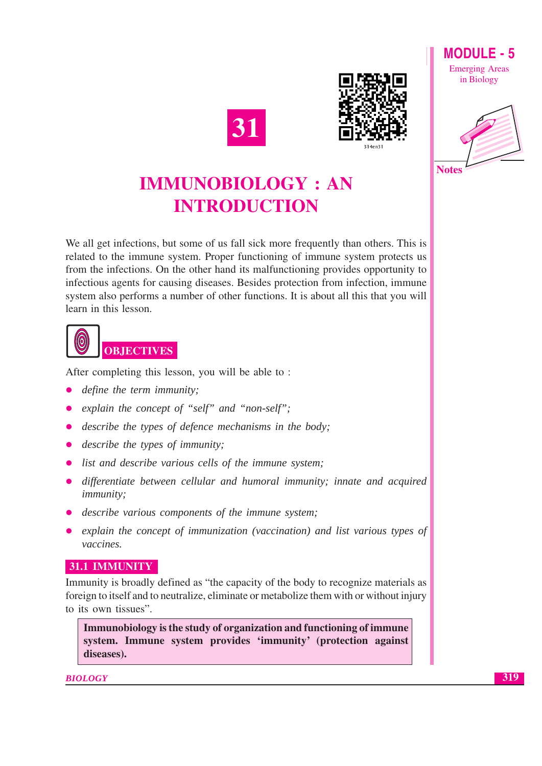# 31

# IMMUNOBIOLOGY : AN INTRODUCTION

We all get infections, but some of us fall sick more frequently than others. This is related to the immune system. Proper functioning of immune system protects us from the infections. On the other hand its malfunctioning provides opportunity to infectious agents for causing diseases. Besides protection from infection, immune system also performs a number of other functions. It is about all this that you will learn in this lesson.

## OBJECTIVES

After completing this lesson, you will be able to :

- *define the term immunity;*
- *explain the concept of "self" and "non-self";*
- *describe the types of defence mechanisms in the body;*
- *describe the types of immunity;*
- *list and describe various cells of the immune system;*
- *differentiate between cellular and humoral immunity; innate and acquired immunity;*
- *describe various components of the immune system;*
- *explain the concept of immunization (vaccination) and list various types of vaccines.*

## 31.1 IMMUNITY

Immunity is broadly defined as "the capacity of the body to recognize materials as foreign to itself and to neutralize, eliminate or metabolize them with or without injury to its own tissues".

**Immunobiology is the study of organization and functioning of immune system. Immune system provides 'immunity' (protection against diseases).**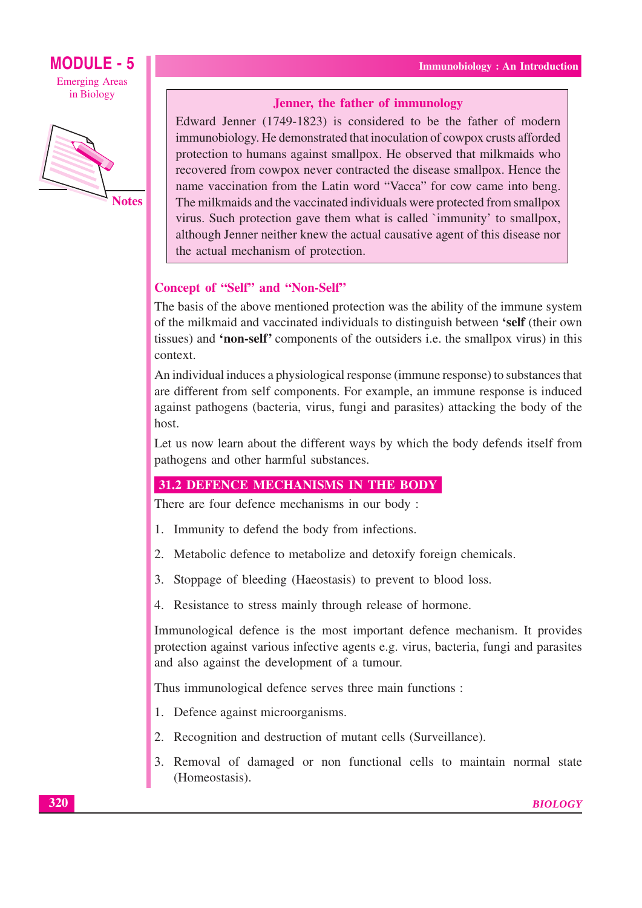### Jenner, the father of immunology

Edward Jenner (1749-1823) is considered to be the father of modern immunobiology. He demonstrated that inoculation of cowpox crusts afforded protection to humans against smallpox. He observed that milkmaids who recovered from cowpox never contracted the disease smallpox. Hence the name vaccination from the Latin word "Vacca" for cow came into beng. The milkmaids and the vaccinated individuals were protected from smallpox virus. Such protection gave them what is called `immunity' to smallpox, although Jenner neither knew the actual causative agent of this disease nor the actual mechanism of protection.

### Concept of "Self" and "Non-Self"

The basis of the above mentioned protection was the ability of the immune system of the milkmaid and vaccinated individuals to distinguish between **'self** (their own tissues) and **'non-self'** components of the outsiders i.e. the smallpox virus) in this context.

An individual induces a physiological response (immune response) to substances that are different from self components. For example, an immune response is induced against pathogens (bacteria, virus, fungi and parasites) attacking the body of the host.

Let us now learn about the different ways by which the body defends itself from pathogens and other harmful substances.

## 31.2 DEFENCE MECHANISMS IN THE BODY

There are four defence mechanisms in our body :

1. Immunity to defend the body from infections.
2. Metabolic defence to metabolize and detoxify foreign chemicals.
3. Stoppage of bleeding (Haeostasis) to prevent to blood loss.
4. Resistance to stress mainly through release of hormone.

Immunological defence is the most important defence mechanism. It provides protection against various infective agents e.g. virus, bacteria, fungi and parasites and also against the development of a tumour.

Thus immunological defence serves three main functions :

1. Defence against microorganisms.
2. Recognition and destruction of mutant cells (Surveillance).
3. Removal of damaged or non functional cells to maintain normal state (Homeostasis).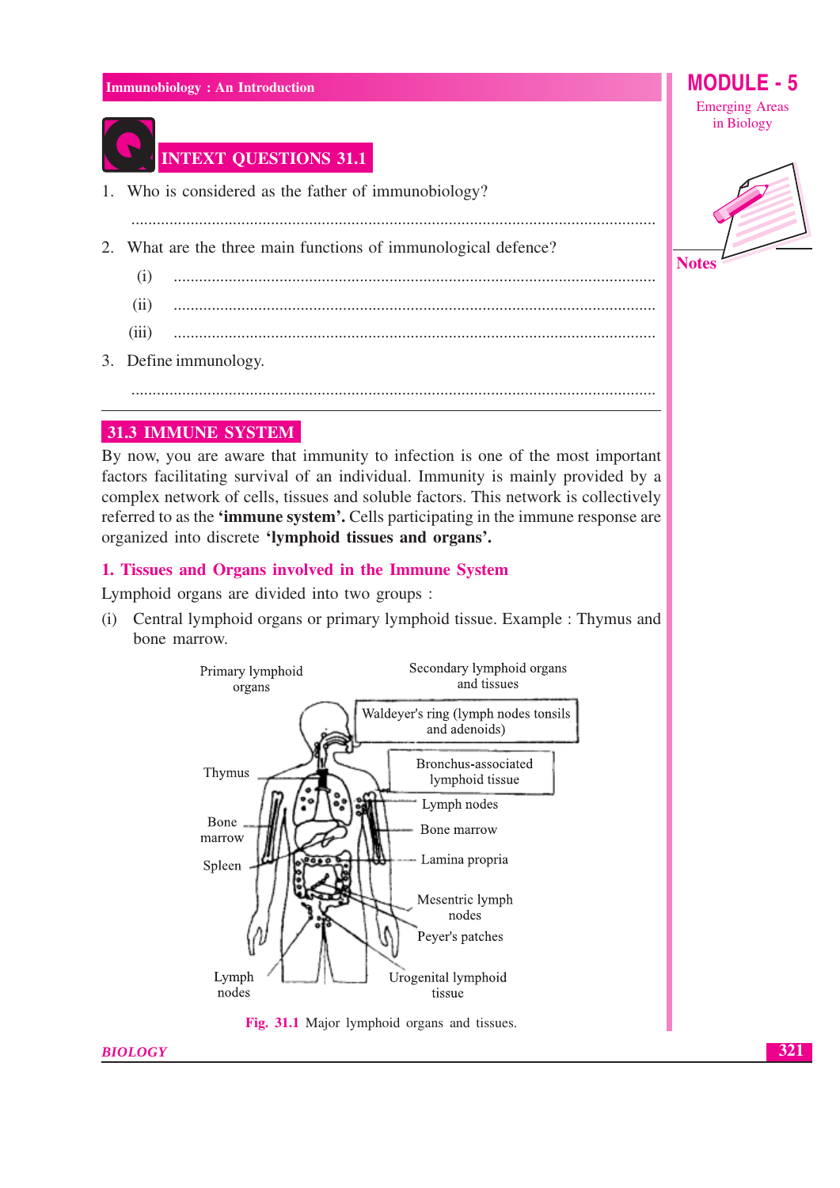## INTEXT QUESTIONS 31.1

1. Who is considered as the father of immunobiology?

   ..........................................................................................................................

2. What are the three main functions of immunological defence?

   (i) ..........................................................................................................................

   (ii) ..........................................................................................................................

   (iii) ..........................................................................................................................

3. Define immunology.

   ..........................................................................................................................

## 31.3 IMMUNE SYSTEM

By now, you are aware that immunity to infection is one of the most important factors facilitating survival of an individual. Immunity is mainly provided by a complex network of cells, tissues and soluble factors. This network is collectively referred to as the **'immune system'.** Cells participating in the immune response are organized into discrete **'lymphoid tissues and organs'.**

### 1. Tissues and Organs involved in the Immune System

Lymphoid organs are divided into two groups :

(i) Central lymphoid organs or primary lymphoid tissue. Example : Thymus and bone marrow.

Primary lymphoid organs — Thymus, Bone marrow, Spleen, Lymph nodes

Secondary lymphoid organs and tissues — Waldeyer's ring (lymph nodes tonsils and adenoids), Bronchus-associated lymphoid tissue, Lymph nodes, Bone marrow, Lamina propria, Mesentric lymph nodes, Peyer's patches, Urogenital lymphoid tissue

**Fig. 31.1** Major lymphoid organs and tissues.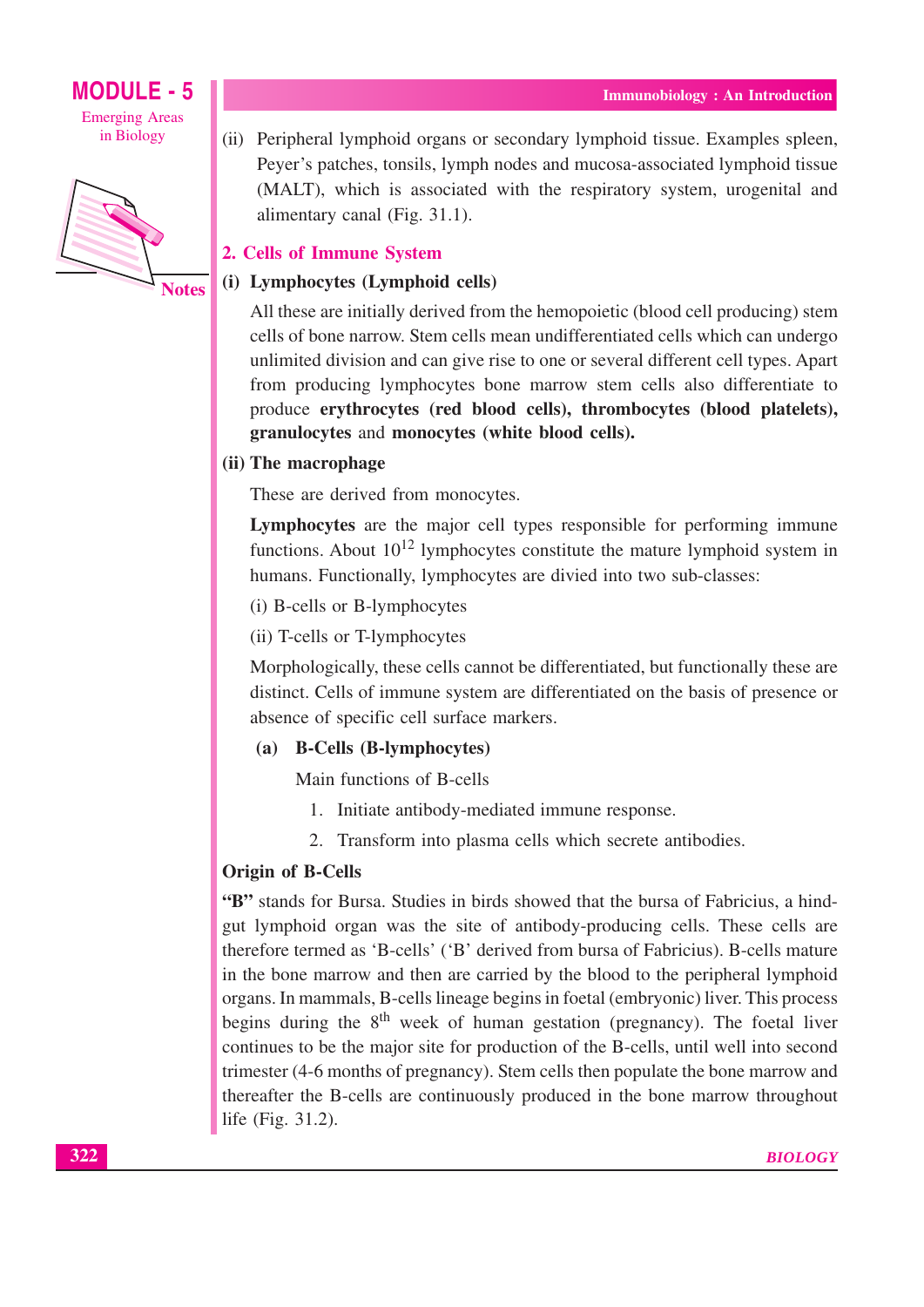(ii) Peripheral lymphoid organs or secondary lymphoid tissue. Examples spleen, Peyer's patches, tonsils, lymph nodes and mucosa-associated lymphoid tissue (MALT), which is associated with the respiratory system, urogenital and alimentary canal (Fig. 31.1).

## 2. Cells of Immune System

### (i) Lymphocytes (Lymphoid cells)

All these are initially derived from the hemopoietic (blood cell producing) stem cells of bone narrow. Stem cells mean undifferentiated cells which can undergo unlimited division and can give rise to one or several different cell types. Apart from producing lymphocytes bone marrow stem cells also differentiate to produce **erythrocytes (red blood cells), thrombocytes (blood platelets), granulocytes** and **monocytes (white blood cells).**

### (ii) The macrophage

These are derived from monocytes.

**Lymphocytes** are the major cell types responsible for performing immune functions. About $10^{12}$ lymphocytes constitute the mature lymphoid system in humans. Functionally, lymphocytes are divied into two sub-classes:

(i) B-cells or B-lymphocytes

(ii) T-cells or T-lymphocytes

Morphologically, these cells cannot be differentiated, but functionally these are distinct. Cells of immune system are differentiated on the basis of presence or absence of specific cell surface markers.

**(a) B-Cells (B-lymphocytes)**

Main functions of B-cells

1. Initiate antibody-mediated immune response.
2. Transform into plasma cells which secrete antibodies.

### Origin of B-Cells

**"B"** stands for Bursa. Studies in birds showed that the bursa of Fabricius, a hind-gut lymphoid organ was the site of antibody-producing cells. These cells are therefore termed as 'B-cells' ('B' derived from bursa of Fabricius). B-cells mature in the bone marrow and then are carried by the blood to the peripheral lymphoid organs. In mammals, B-cells lineage begins in foetal (embryonic) liver. This process begins during the $8^{th}$ week of human gestation (pregnancy). The foetal liver continues to be the major site for production of the B-cells, until well into second trimester (4-6 months of pregnancy). Stem cells then populate the bone marrow and thereafter the B-cells are continuously produced in the bone marrow throughout life (Fig. 31.2).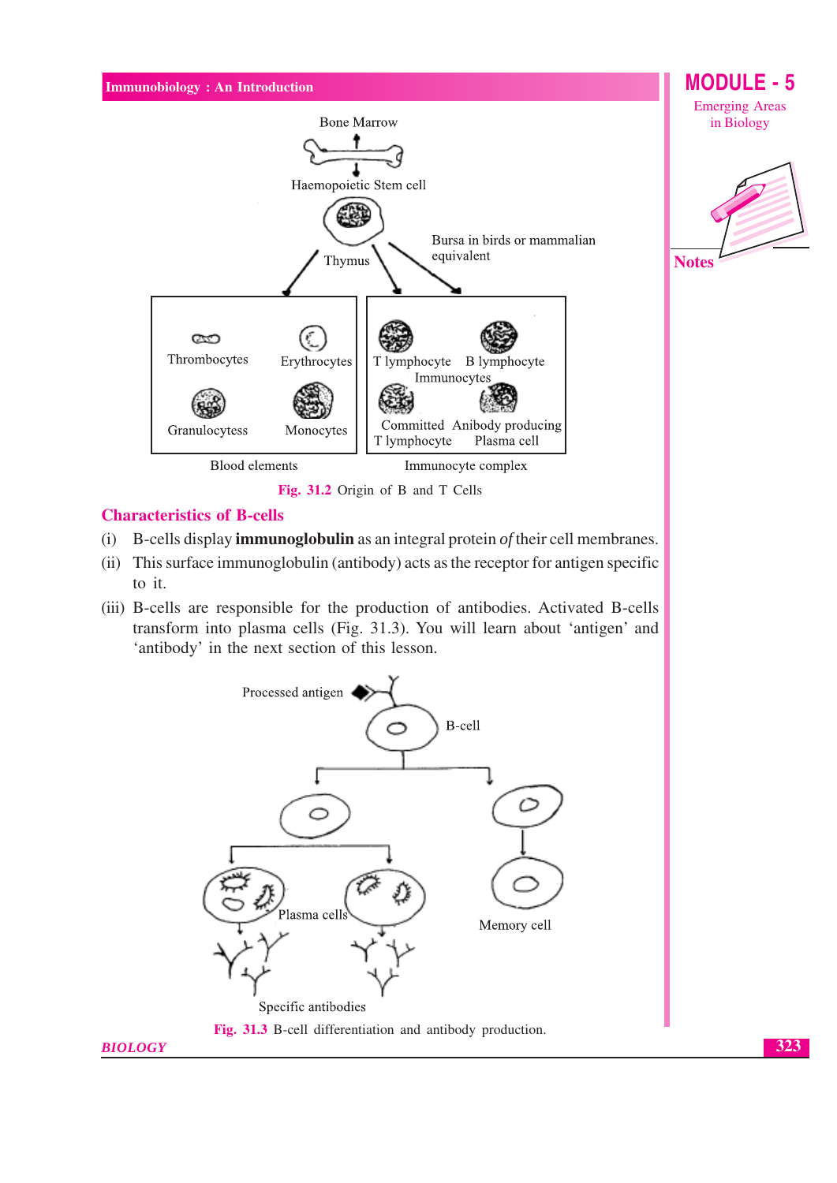Fig. 31.2 Origin of B and T Cells

## Characteristics of B-cells

(i) B-cells display **immunoglobulin** as an integral protein *of* their cell membranes.

(ii) This surface immunoglobulin (antibody) acts as the receptor for antigen specific to it.

(iii) B-cells are responsible for the production of antibodies. Activated B-cells transform into plasma cells (Fig. 31.3). You will learn about 'antigen' and 'antibody' in the next section of this lesson.

Fig. 31.3 B-cell differentiation and antibody production.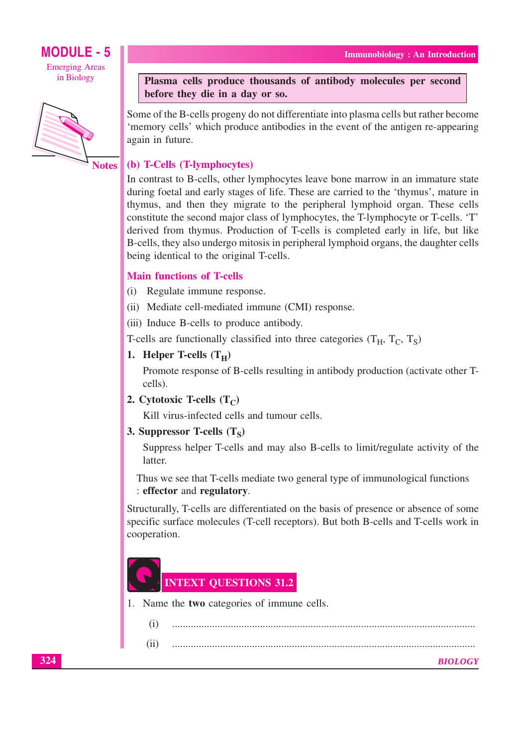**Plasma cells produce thousands of antibody molecules per second before they die in a day or so.**

Some of the B-cells progeny do not differentiate into plasma cells but rather become 'memory cells' which produce antibodies in the event of the antigen re-appearing again in future.

### (b) T-Cells (T-lymphocytes)

In contrast to B-cells, other lymphocytes leave bone marrow in an immature state during foetal and early stages of life. These are carried to the 'thymus', mature in thymus, and then they migrate to the peripheral lymphoid organ. These cells constitute the second major class of lymphocytes, the T-lymphocyte or T-cells. 'T' derived from thymus. Production of T-cells is completed early in life, but like B-cells, they also undergo mitosis in peripheral lymphoid organs, the daughter cells being identical to the original T-cells.

### Main functions of T-cells

(i) Regulate immune response.

(ii) Mediate cell-mediated immune (CMI) response.

(iii) Induce B-cells to produce antibody.

T-cells are functionally classified into three categories ($T_H$, $T_C$, $T_S$)

**1. Helper T-cells ($T_H$)**

Promote response of B-cells resulting in antibody production (activate other T-cells).

**2. Cytotoxic T-cells ($T_C$)**

Kill virus-infected cells and tumour cells.

**3. Suppressor T-cells ($T_S$)**

Suppress helper T-cells and may also B-cells to limit/regulate activity of the latter.

Thus we see that T-cells mediate two general type of immunological functions : **effector** and **regulatory**.

Structurally, T-cells are differentiated on the basis of presence or absence of some specific surface molecules (T-cell receptors). But both B-cells and T-cells work in cooperation.

## INTEXT QUESTIONS 31.2

1. Name the **two** categories of immune cells.

   (i) ..................................................................................................

   (ii) ..................................................................................................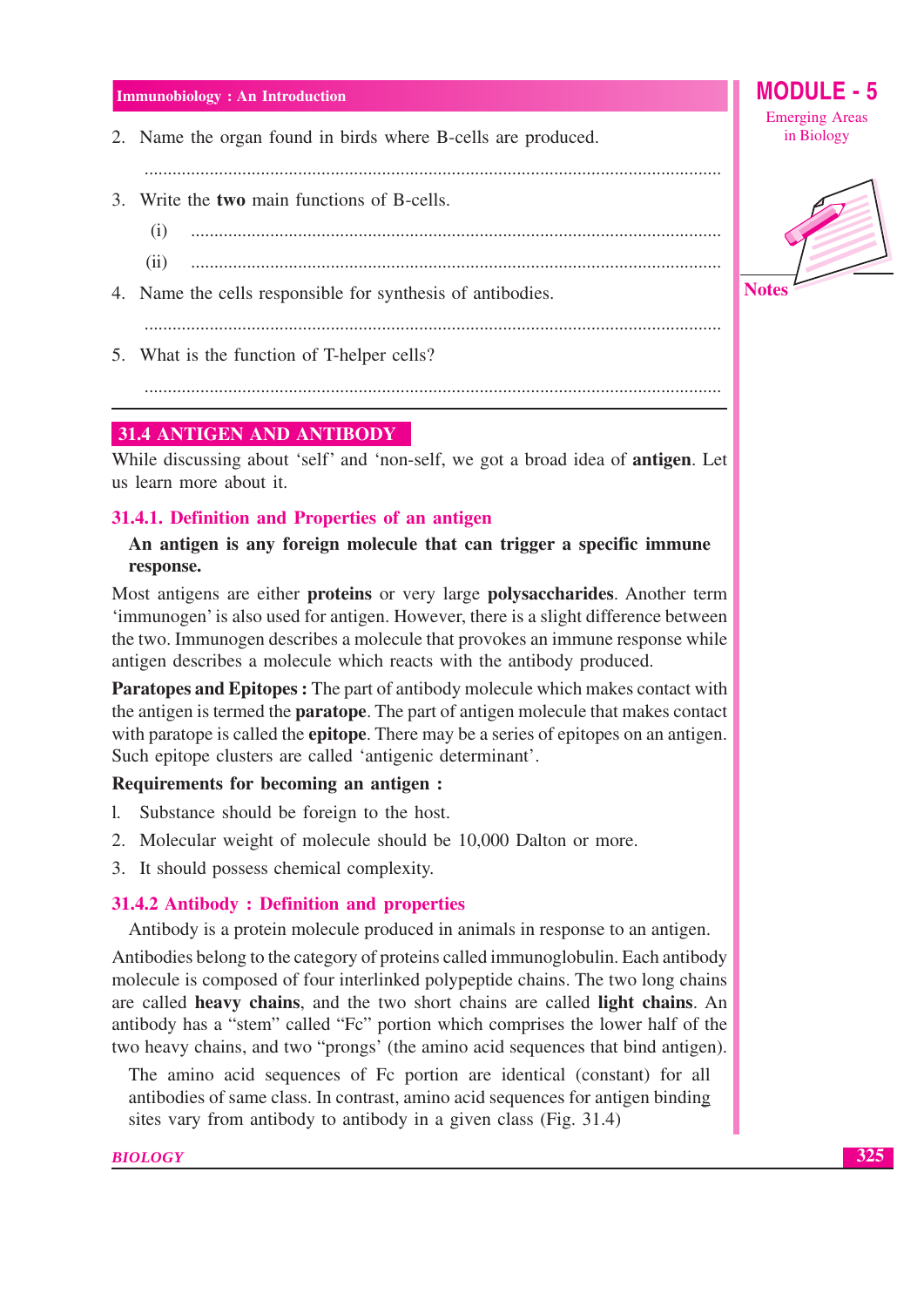2. Name the organ found in birds where B-cells are produced.

...............................................................................................................................

3. Write the **two** main functions of B-cells.

   (i) ...................................................................................................................

   (ii) ...................................................................................................................

4. Name the cells responsible for synthesis of antibodies.

...............................................................................................................................

5. What is the function of T-helper cells?

...............................................................................................................................

## 31.4 ANTIGEN AND ANTIBODY

While discussing about 'self' and 'non-self, we got a broad idea of **antigen**. Let us learn more about it.

### 31.4.1. Definition and Properties of an antigen

**An antigen is any foreign molecule that can trigger a specific immune response.**

Most antigens are either **proteins** or very large **polysaccharides**. Another term 'immunogen' is also used for antigen. However, there is a slight difference between the two. Immunogen describes a molecule that provokes an immune response while antigen describes a molecule which reacts with the antibody produced.

**Paratopes and Epitopes :** The part of antibody molecule which makes contact with the antigen is termed the **paratope**. The part of antigen molecule that makes contact with paratope is called the **epitope**. There may be a series of epitopes on an antigen. Such epitope clusters are called 'antigenic determinant'.

**Requirements for becoming an antigen :**

1. Substance should be foreign to the host.
2. Molecular weight of molecule should be 10,000 Dalton or more.
3. It should possess chemical complexity.

### 31.4.2 Antibody : Definition and properties

Antibody is a protein molecule produced in animals in response to an antigen.

Antibodies belong to the category of proteins called immunoglobulin. Each antibody molecule is composed of four interlinked polypeptide chains. The two long chains are called **heavy chains**, and the two short chains are called **light chains**. An antibody has a "stem" called "Fc" portion which comprises the lower half of the two heavy chains, and two "prongs' (the amino acid sequences that bind antigen).

The amino acid sequences of Fc portion are identical (constant) for all antibodies of same class. In contrast, amino acid sequences for antigen binding sites vary from antibody to antibody in a given class (Fig. 31.4)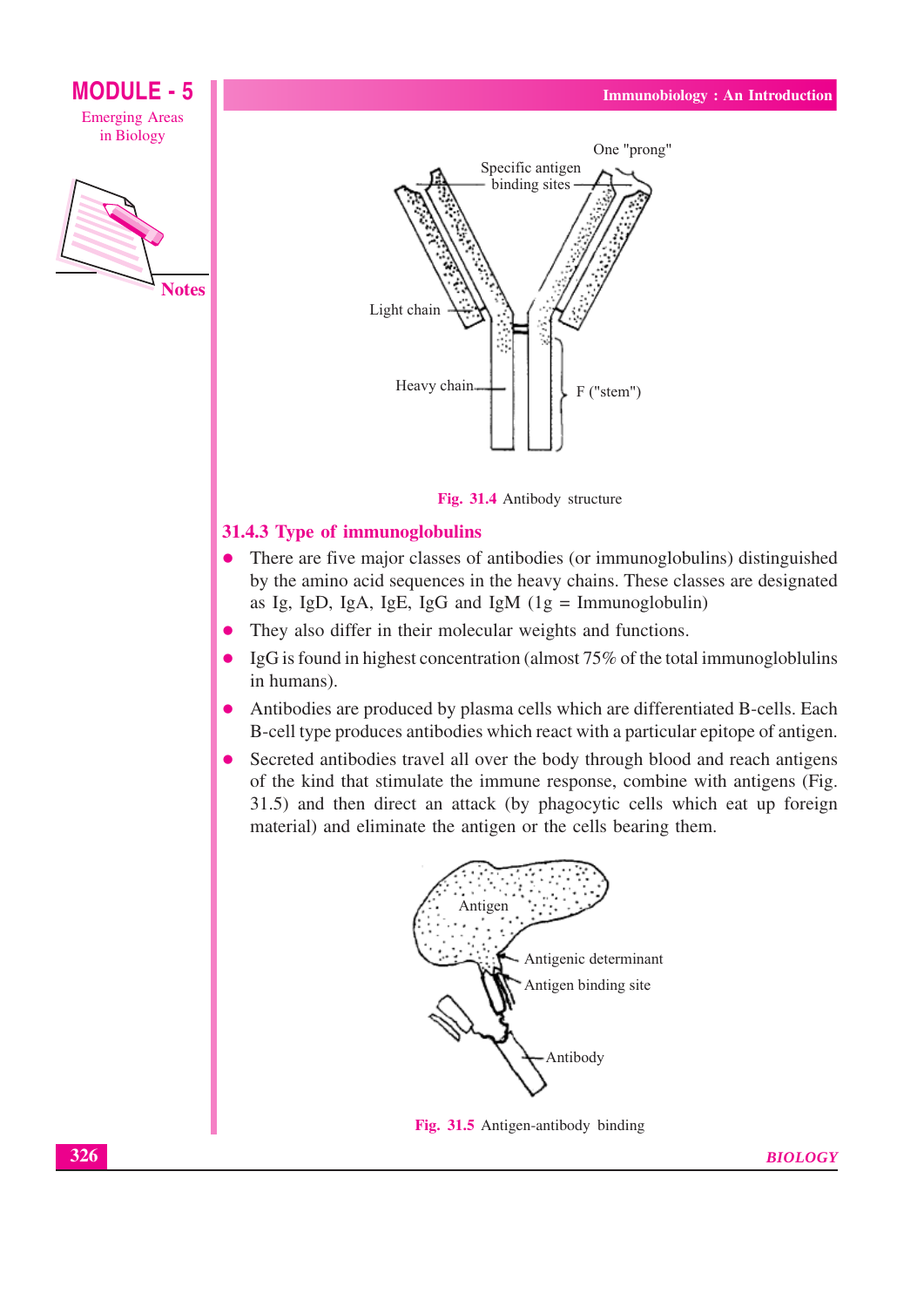Fig. 31.4 Antibody structure

### 31.4.3 Type of immunoglobulins

- There are five major classes of antibodies (or immunoglobulins) distinguished by the amino acid sequences in the heavy chains. These classes are designated as Ig, IgD, IgA, IgE, IgG and IgM (1g = Immunoglobulin)
- They also differ in their molecular weights and functions.
- IgG is found in highest concentration (almost 75% of the total immunogloblulins in humans).
- Antibodies are produced by plasma cells which are differentiated B-cells. Each B-cell type produces antibodies which react with a particular epitope of antigen.
- Secreted antibodies travel all over the body through blood and reach antigens of the kind that stimulate the immune response, combine with antigens (Fig. 31.5) and then direct an attack (by phagocytic cells which eat up foreign material) and eliminate the antigen or the cells bearing them.

Fig. 31.5 Antigen-antibody binding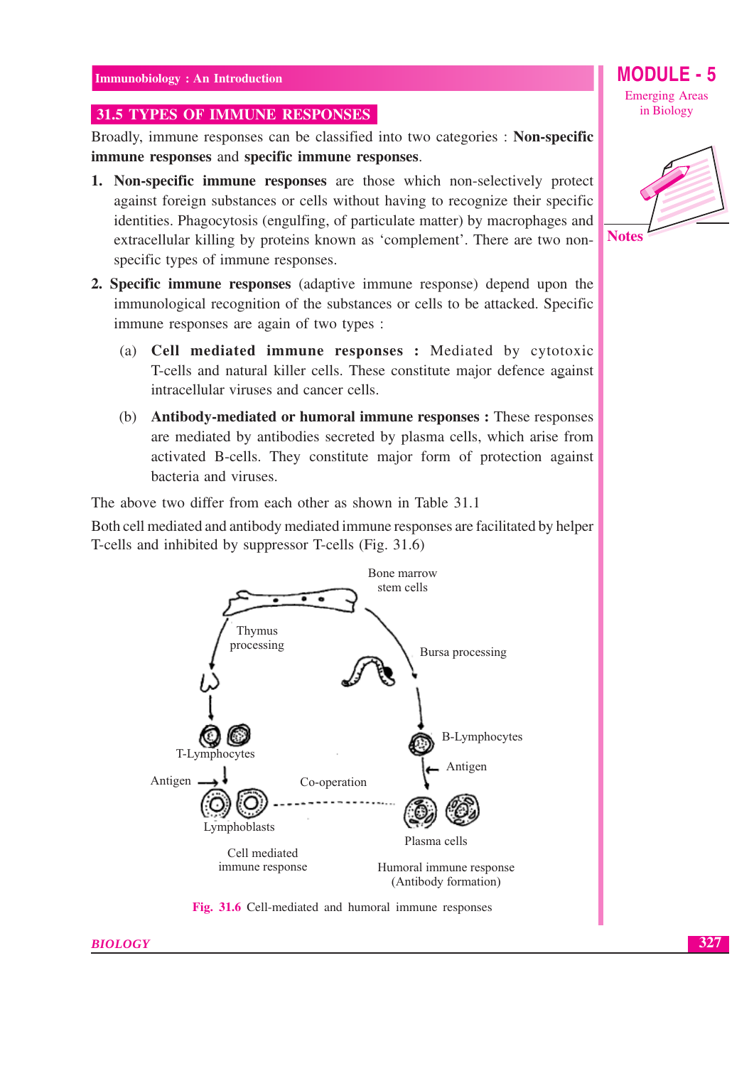## 31.5 TYPES OF IMMUNE RESPONSES

Broadly, immune responses can be classified into two categories : **Non-specific immune responses** and **specific immune responses**.

1. **Non-specific immune responses** are those which non-selectively protect against foreign substances or cells without having to recognize their specific identities. Phagocytosis (engulfing, of particulate matter) by macrophages and extracellular killing by proteins known as 'complement'. There are two non-specific types of immune responses.

2. **Specific immune responses** (adaptive immune response) depend upon the immunological recognition of the substances or cells to be attacked. Specific immune responses are again of two types :

   (a) **Cell mediated immune responses :** Mediated by cytotoxic T-cells and natural killer cells. These constitute major defence against intracellular viruses and cancer cells.

   (b) **Antibody-mediated or humoral immune responses :** These responses are mediated by antibodies secreted by plasma cells, which arise from activated B-cells. They constitute major form of protection against bacteria and viruses.

The above two differ from each other as shown in Table 31.1

Both cell mediated and antibody mediated immune responses are facilitated by helper T-cells and inhibited by suppressor T-cells (Fig. 31.6)

Bone marrow stem cells

Thymus processing

Bursa processing

T-Lymphocytes

B-Lymphocytes

Antigen

Antigen

Co-operation

Lymphoblasts

Plasma cells

Cell mediated immune response

Humoral immune response (Antibody formation)

**Fig. 31.6** Cell-mediated and humoral immune responses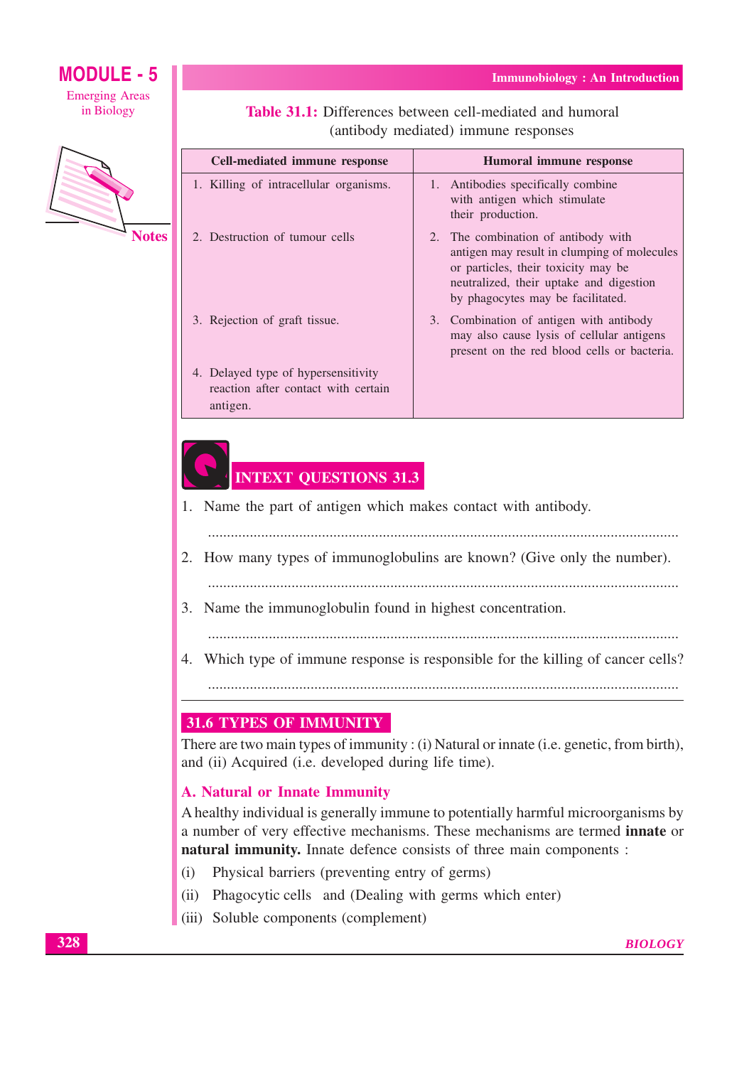**Table 31.1:** Differences between cell-mediated and humoral (antibody mediated) immune responses

| Cell-mediated immune response | Humoral immune response |
|---|---|
| 1. Killing of intracellular organisms. | 1. Antibodies specifically combine with antigen which stimulate their production. |
| 2. Destruction of tumour cells | 2. The combination of antibody with antigen may result in clumping of molecules or particles, their toxicity may be neutralized, their uptake and digestion by phagocytes may be facilitated. |
| 3. Rejection of graft tissue. | 3. Combination of antigen with antibody may also cause lysis of cellular antigens present on the red blood cells or bacteria. |
| 4. Delayed type of hypersensitivity reaction after contact with certain antigen. | |

## INTEXT QUESTIONS 31.3

1. Name the part of antigen which makes contact with antibody.

   ..........................................................................................................................

2. How many types of immunoglobulins are known? (Give only the number).

   ..........................................................................................................................

3. Name the immunoglobulin found in highest concentration.

   ..........................................................................................................................

4. Which type of immune response is responsible for the killing of cancer cells?

   ..........................................................................................................................

## 31.6 TYPES OF IMMUNITY

There are two main types of immunity : (i) Natural or innate (i.e. genetic, from birth), and (ii) Acquired (i.e. developed during life time).

### A. Natural or Innate Immunity

A healthy individual is generally immune to potentially harmful microorganisms by a number of very effective mechanisms. These mechanisms are termed **innate** or **natural immunity.** Innate defence consists of three main components :

(i) Physical barriers (preventing entry of germs)

(ii) Phagocytic cells and (Dealing with germs which enter)

(iii) Soluble components (complement)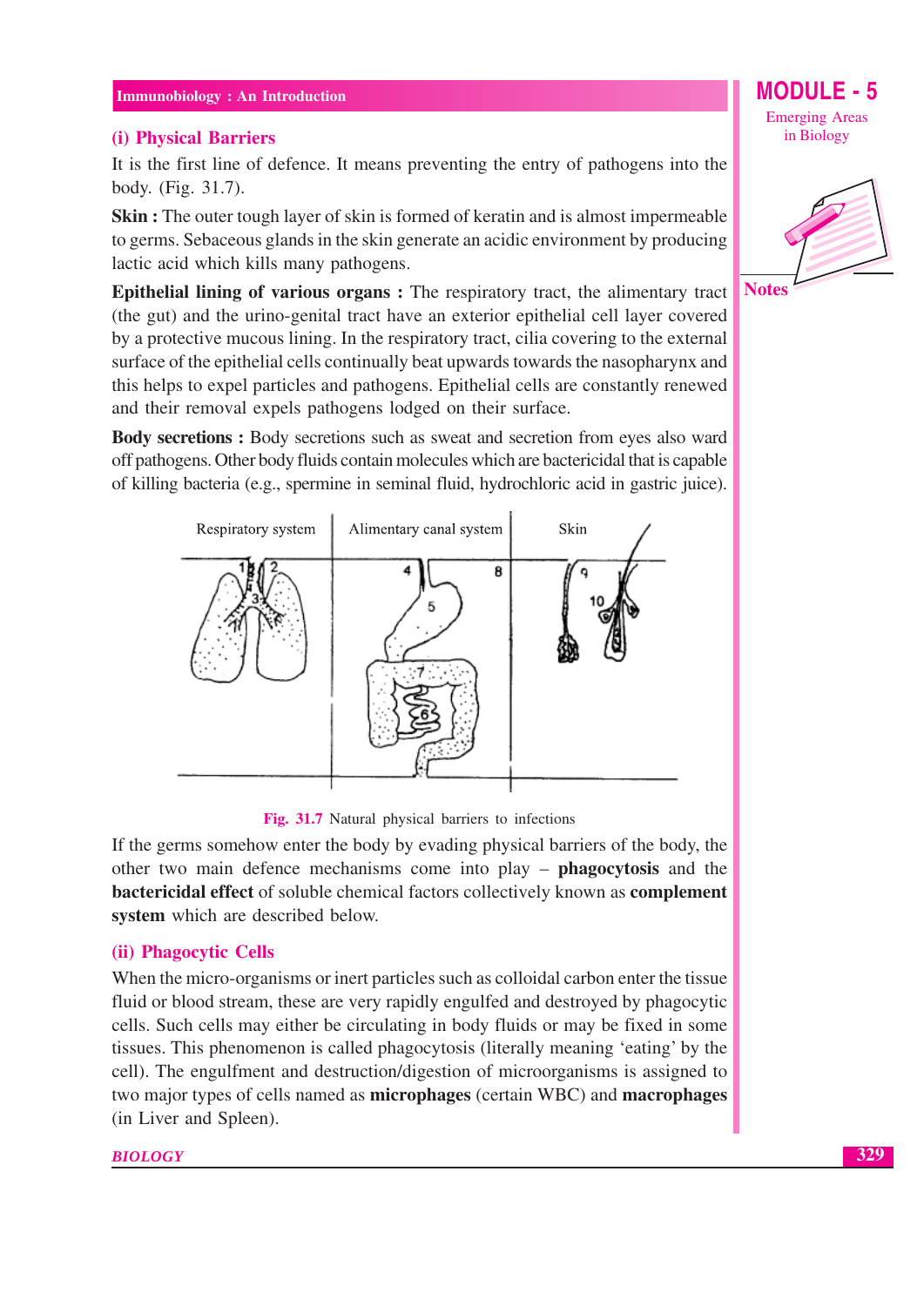### (i) Physical Barriers

It is the first line of defence. It means preventing the entry of pathogens into the body. (Fig. 31.7).

**Skin :** The outer tough layer of skin is formed of keratin and is almost impermeable to germs. Sebaceous glands in the skin generate an acidic environment by producing lactic acid which kills many pathogens.

**Epithelial lining of various organs :** The respiratory tract, the alimentary tract (the gut) and the urino-genital tract have an exterior epithelial cell layer covered by a protective mucous lining. In the respiratory tract, cilia covering to the external surface of the epithelial cells continually beat upwards towards the nasopharynx and this helps to expel particles and pathogens. Epithelial cells are constantly renewed and their removal expels pathogens lodged on their surface.

**Body secretions :** Body secretions such as sweat and secretion from eyes also ward off pathogens. Other body fluids contain molecules which are bactericidal that is capable of killing bacteria (e.g., spermine in seminal fluid, hydrochloric acid in gastric juice).

Respiratory system | Alimentary canal system | Skin

**Fig. 31.7** Natural physical barriers to infections

If the germs somehow enter the body by evading physical barriers of the body, the other two main defence mechanisms come into play – **phagocytosis** and the **bactericidal effect** of soluble chemical factors collectively known as **complement system** which are described below.

### (ii) Phagocytic Cells

When the micro-organisms or inert particles such as colloidal carbon enter the tissue fluid or blood stream, these are very rapidly engulfed and destroyed by phagocytic cells. Such cells may either be circulating in body fluids or may be fixed in some tissues. This phenomenon is called phagocytosis (literally meaning 'eating' by the cell). The engulfment and destruction/digestion of microorganisms is assigned to two major types of cells named as **microphages** (certain WBC) and **macrophages** (in Liver and Spleen).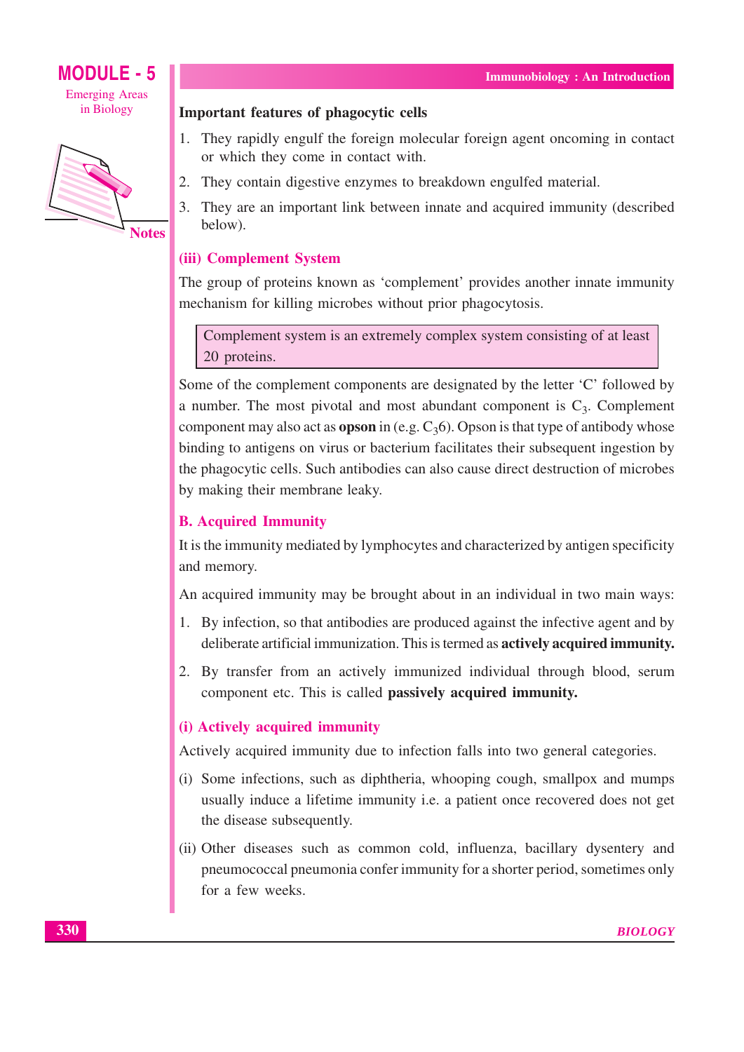**Important features of phagocytic cells**

1. They rapidly engulf the foreign molecular foreign agent oncoming in contact or which they come in contact with.
2. They contain digestive enzymes to breakdown engulfed material.
3. They are an important link between innate and acquired immunity (described below).

### (iii) Complement System

The group of proteins known as 'complement' provides another innate immunity mechanism for killing microbes without prior phagocytosis.

> Complement system is an extremely complex system consisting of at least 20 proteins.

Some of the complement components are designated by the letter 'C' followed by a number. The most pivotal and most abundant component is $C_3$. Complement component may also act as **opson** in (e.g. $C_3$6). Opson is that type of antibody whose binding to antigens on virus or bacterium facilitates their subsequent ingestion by the phagocytic cells. Such antibodies can also cause direct destruction of microbes by making their membrane leaky.

## B. Acquired Immunity

It is the immunity mediated by lymphocytes and characterized by antigen specificity and memory.

An acquired immunity may be brought about in an individual in two main ways:

1. By infection, so that antibodies are produced against the infective agent and by deliberate artificial immunization. This is termed as **actively acquired immunity.**
2. By transfer from an actively immunized individual through blood, serum component etc. This is called **passively acquired immunity.**

### (i) Actively acquired immunity

Actively acquired immunity due to infection falls into two general categories.

(i) Some infections, such as diphtheria, whooping cough, smallpox and mumps usually induce a lifetime immunity i.e. a patient once recovered does not get the disease subsequently.

(ii) Other diseases such as common cold, influenza, bacillary dysentery and pneumococcal pneumonia confer immunity for a shorter period, sometimes only for a few weeks.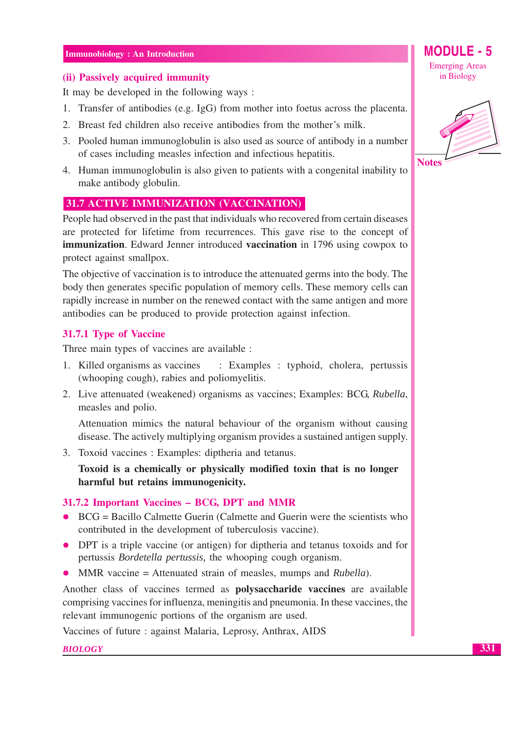### (ii) Passively acquired immunity

It may be developed in the following ways :

1. Transfer of antibodies (e.g. IgG) from mother into foetus across the placenta.
2. Breast fed children also receive antibodies from the mother's milk.
3. Pooled human immunoglobulin is also used as source of antibody in a number of cases including measles infection and infectious hepatitis.
4. Human immunoglobulin is also given to patients with a congenital inability to make antibody globulin.

## 31.7 ACTIVE IMMUNIZATION (VACCINATION)

People had observed in the past that individuals who recovered from certain diseases are protected for lifetime from recurrences. This gave rise to the concept of **immunization**. Edward Jenner introduced **vaccination** in 1796 using cowpox to protect against smallpox.

The objective of vaccination is to introduce the attenuated germs into the body. The body then generates specific population of memory cells. These memory cells can rapidly increase in number on the renewed contact with the same antigen and more antibodies can be produced to provide protection against infection.

### 31.7.1 Type of Vaccine

Three main types of vaccines are available :

1. Killed organisms as vaccines : Examples : typhoid, cholera, pertussis (whooping cough), rabies and poliomyelitis.
2. Live attenuated (weakened) organisms as vaccines; Examples: BCG, *Rubella*, measles and polio.

   Attenuation mimics the natural behaviour of the organism without causing disease. The actively multiplying organism provides a sustained antigen supply.
3. Toxoid vaccines : Examples: diptheria and tetanus.

   **Toxoid is a chemically or physically modified toxin that is no longer harmful but retains immunogenicity.**

### 31.7.2 Important Vaccines – BCG, DPT and MMR

- BCG = Bacillo Calmette Guerin (Calmette and Guerin were the scientists who contributed in the development of tuberculosis vaccine).
- DPT is a triple vaccine (or antigen) for diptheria and tetanus toxoids and for pertussis *Bordetella pertussis,* the whooping cough organism.
- MMR vaccine = Attenuated strain of measles, mumps and *Rubella*).

Another class of vaccines termed as **polysaccharide vaccines** are available comprising vaccines for influenza, meningitis and pneumonia. In these vaccines, the relevant immunogenic portions of the organism are used.

Vaccines of future : against Malaria, Leprosy, Anthrax, AIDS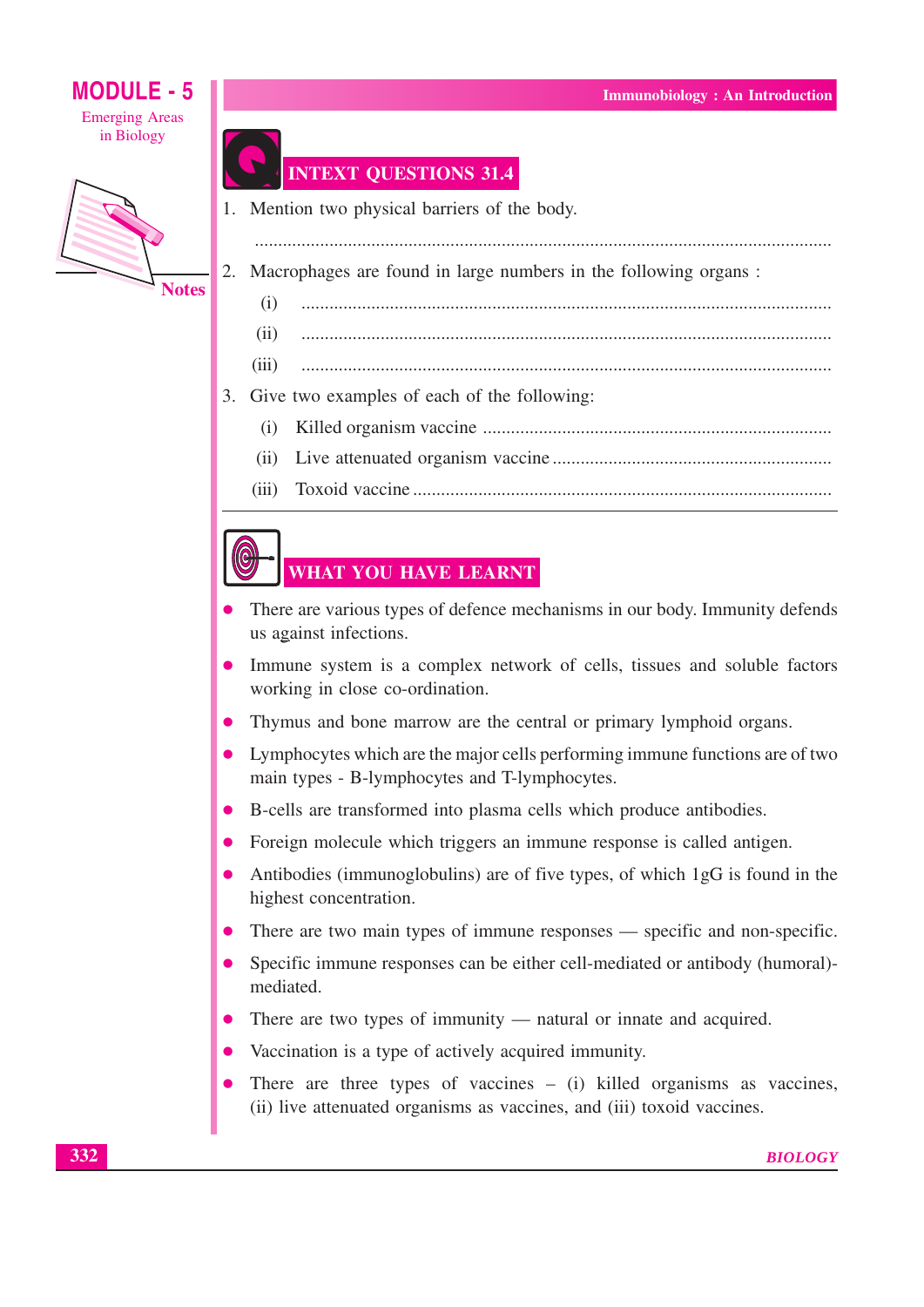## INTEXT QUESTIONS 31.4

1. Mention two physical barriers of the body.

   ..............................................................................................................................

2. Macrophages are found in large numbers in the following organs :

   (i) ..............................................................................................................

   (ii) ..............................................................................................................

   (iii) ..............................................................................................................

3. Give two examples of each of the following:

   (i) Killed organism vaccine ..........................................................................

   (ii) Live attenuated organism vaccine ...........................................................

   (iii) Toxoid vaccine .........................................................................................

## WHAT YOU HAVE LEARNT

- There are various types of defence mechanisms in our body. Immunity defends us against infections.
- Immune system is a complex network of cells, tissues and soluble factors working in close co-ordination.
- Thymus and bone marrow are the central or primary lymphoid organs.
- Lymphocytes which are the major cells performing immune functions are of two main types - B-lymphocytes and T-lymphocytes.
- B-cells are transformed into plasma cells which produce antibodies.
- Foreign molecule which triggers an immune response is called antigen.
- Antibodies (immunoglobulins) are of five types, of which 1gG is found in the highest concentration.
- There are two main types of immune responses — specific and non-specific.
- Specific immune responses can be either cell-mediated or antibody (humoral)-mediated.
- There are two types of immunity — natural or innate and acquired.
- Vaccination is a type of actively acquired immunity.
- There are three types of vaccines – (i) killed organisms as vaccines, (ii) live attenuated organisms as vaccines, and (iii) toxoid vaccines.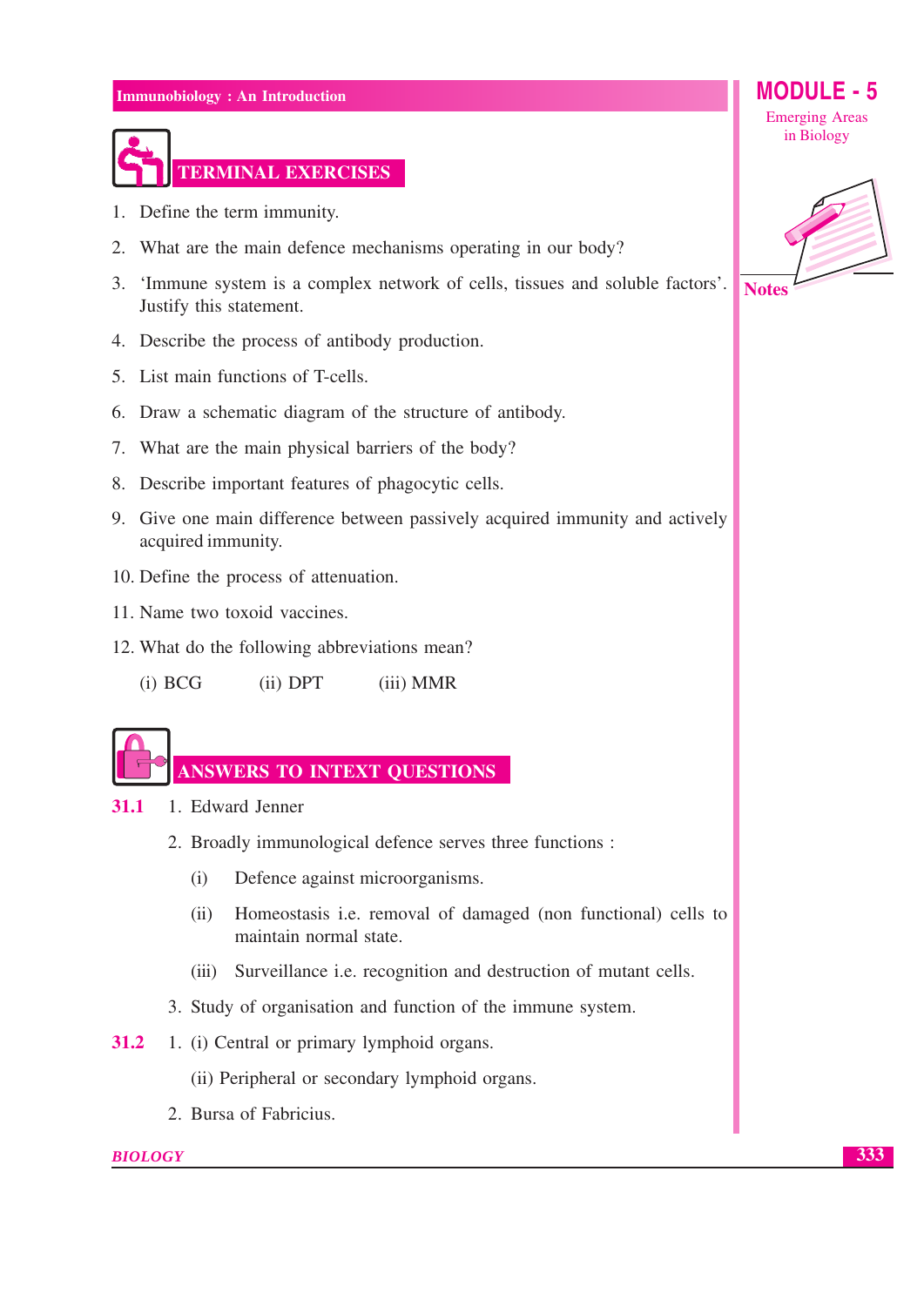## TERMINAL EXERCISES

1. Define the term immunity.
2. What are the main defence mechanisms operating in our body?
3. 'Immune system is a complex network of cells, tissues and soluble factors'. Justify this statement.
4. Describe the process of antibody production.
5. List main functions of T-cells.
6. Draw a schematic diagram of the structure of antibody.
7. What are the main physical barriers of the body?
8. Describe important features of phagocytic cells.
9. Give one main difference between passively acquired immunity and actively acquired immunity.
10. Define the process of attenuation.
11. Name two toxoid vaccines.
12. What do the following abbreviations mean?

    (i) BCG    (ii) DPT    (iii) MMR

## ANSWERS TO INTEXT QUESTIONS

**31.1**

1. Edward Jenner
2. Broadly immunological defence serves three functions :
   - (i) Defence against microorganisms.
   - (ii) Homeostasis i.e. removal of damaged (non functional) cells to maintain normal state.
   - (iii) Surveillance i.e. recognition and destruction of mutant cells.
3. Study of organisation and function of the immune system.

**31.2**

1. (i) Central or primary lymphoid organs.

   (ii) Peripheral or secondary lymphoid organs.
2. Bursa of Fabricius.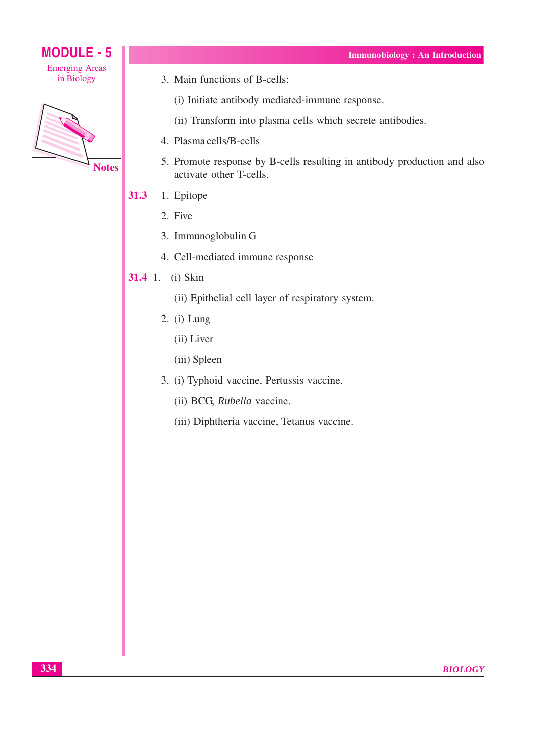3. Main functions of B-cells:

   (i) Initiate antibody mediated-immune response.

   (ii) Transform into plasma cells which secrete antibodies.

4. Plasma cells/B-cells

5. Promote response by B-cells resulting in antibody production and also activate other T-cells.

**31.3**

1. Epitope
2. Five
3. Immunoglobulin G
4. Cell-mediated immune response

**31.4**

1. (i) Skin

   (ii) Epithelial cell layer of respiratory system.

2. (i) Lung

   (ii) Liver

   (iii) Spleen

3. (i) Typhoid vaccine, Pertussis vaccine.

   (ii) BCG, *Rubella* vaccine.

   (iii) Diphtheria vaccine, Tetanus vaccine.